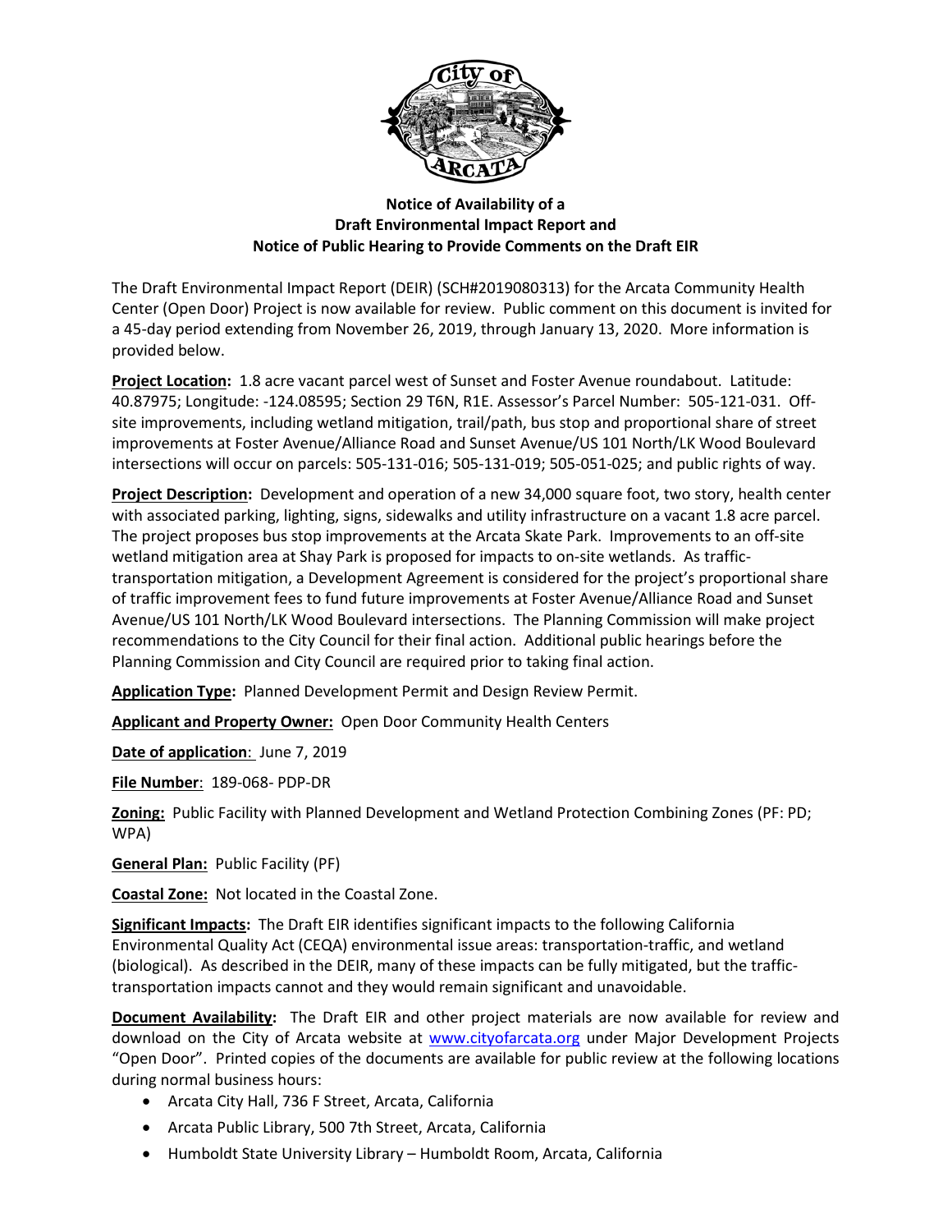**Notice of Availability of a**
**Draft Environmental Impact Report and**
**Notice of Public Hearing to Provide Comments on the Draft EIR**

The Draft Environmental Impact Report (DEIR) (SCH#2019080313) for the Arcata Community Health Center (Open Door) Project is now available for review. Public comment on this document is invited for a 45-day period extending from November 26, 2019, through January 13, 2020. More information is provided below.

**Project Location:** 1.8 acre vacant parcel west of Sunset and Foster Avenue roundabout. Latitude: 40.87975; Longitude: -124.08595; Section 29 T6N, R1E. Assessor's Parcel Number: 505-121-031. Off-site improvements, including wetland mitigation, trail/path, bus stop and proportional share of street improvements at Foster Avenue/Alliance Road and Sunset Avenue/US 101 North/LK Wood Boulevard intersections will occur on parcels: 505-131-016; 505-131-019; 505-051-025; and public rights of way.

**Project Description:** Development and operation of a new 34,000 square foot, two story, health center with associated parking, lighting, signs, sidewalks and utility infrastructure on a vacant 1.8 acre parcel. The project proposes bus stop improvements at the Arcata Skate Park. Improvements to an off-site wetland mitigation area at Shay Park is proposed for impacts to on-site wetlands. As traffic-transportation mitigation, a Development Agreement is considered for the project's proportional share of traffic improvement fees to fund future improvements at Foster Avenue/Alliance Road and Sunset Avenue/US 101 North/LK Wood Boulevard intersections. The Planning Commission will make project recommendations to the City Council for their final action. Additional public hearings before the Planning Commission and City Council are required prior to taking final action.

**Application Type:** Planned Development Permit and Design Review Permit.

**Applicant and Property Owner:** Open Door Community Health Centers

**Date of application**: June 7, 2019

**File Number**: 189-068- PDP-DR

**Zoning:** Public Facility with Planned Development and Wetland Protection Combining Zones (PF: PD; WPA)

**General Plan:** Public Facility (PF)

**Coastal Zone:** Not located in the Coastal Zone.

**Significant Impacts:** The Draft EIR identifies significant impacts to the following California Environmental Quality Act (CEQA) environmental issue areas: transportation-traffic, and wetland (biological). As described in the DEIR, many of these impacts can be fully mitigated, but the traffic-transportation impacts cannot and they would remain significant and unavoidable.

**Document Availability:** The Draft EIR and other project materials are now available for review and download on the City of Arcata website at www.cityofarcata.org under Major Development Projects "Open Door". Printed copies of the documents are available for public review at the following locations during normal business hours:

- Arcata City Hall, 736 F Street, Arcata, California
- Arcata Public Library, 500 7th Street, Arcata, California
- Humboldt State University Library – Humboldt Room, Arcata, California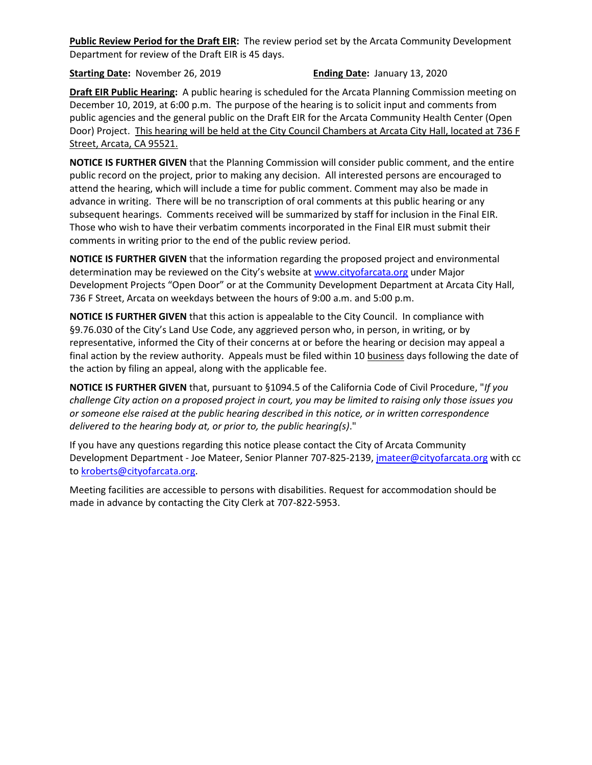**Public Review Period for the Draft EIR:** The review period set by the Arcata Community Development Department for review of the Draft EIR is 45 days.

**Starting Date:** November 26, 2019 **Ending Date:** January 13, 2020

**Draft EIR Public Hearing:** A public hearing is scheduled for the Arcata Planning Commission meeting on December 10, 2019, at 6:00 p.m. The purpose of the hearing is to solicit input and comments from public agencies and the general public on the Draft EIR for the Arcata Community Health Center (Open Door) Project. This hearing will be held at the City Council Chambers at Arcata City Hall, located at 736 F Street, Arcata, CA 95521.

**NOTICE IS FURTHER GIVEN** that the Planning Commission will consider public comment, and the entire public record on the project, prior to making any decision. All interested persons are encouraged to attend the hearing, which will include a time for public comment. Comment may also be made in advance in writing. There will be no transcription of oral comments at this public hearing or any subsequent hearings. Comments received will be summarized by staff for inclusion in the Final EIR. Those who wish to have their verbatim comments incorporated in the Final EIR must submit their comments in writing prior to the end of the public review period.

**NOTICE IS FURTHER GIVEN** that the information regarding the proposed project and environmental determination may be reviewed on the City's website at www.cityofarcata.org under Major Development Projects "Open Door" or at the Community Development Department at Arcata City Hall, 736 F Street, Arcata on weekdays between the hours of 9:00 a.m. and 5:00 p.m.

**NOTICE IS FURTHER GIVEN** that this action is appealable to the City Council. In compliance with §9.76.030 of the City's Land Use Code, any aggrieved person who, in person, in writing, or by representative, informed the City of their concerns at or before the hearing or decision may appeal a final action by the review authority. Appeals must be filed within 10 business days following the date of the action by filing an appeal, along with the applicable fee.

**NOTICE IS FURTHER GIVEN** that, pursuant to §1094.5 of the California Code of Civil Procedure, "*If you challenge City action on a proposed project in court, you may be limited to raising only those issues you or someone else raised at the public hearing described in this notice, or in written correspondence delivered to the hearing body at, or prior to, the public hearing(s)*."

If you have any questions regarding this notice please contact the City of Arcata Community Development Department - Joe Mateer, Senior Planner 707-825-2139, jmateer@cityofarcata.org with cc to kroberts@cityofarcata.org.

Meeting facilities are accessible to persons with disabilities. Request for accommodation should be made in advance by contacting the City Clerk at 707-822-5953.